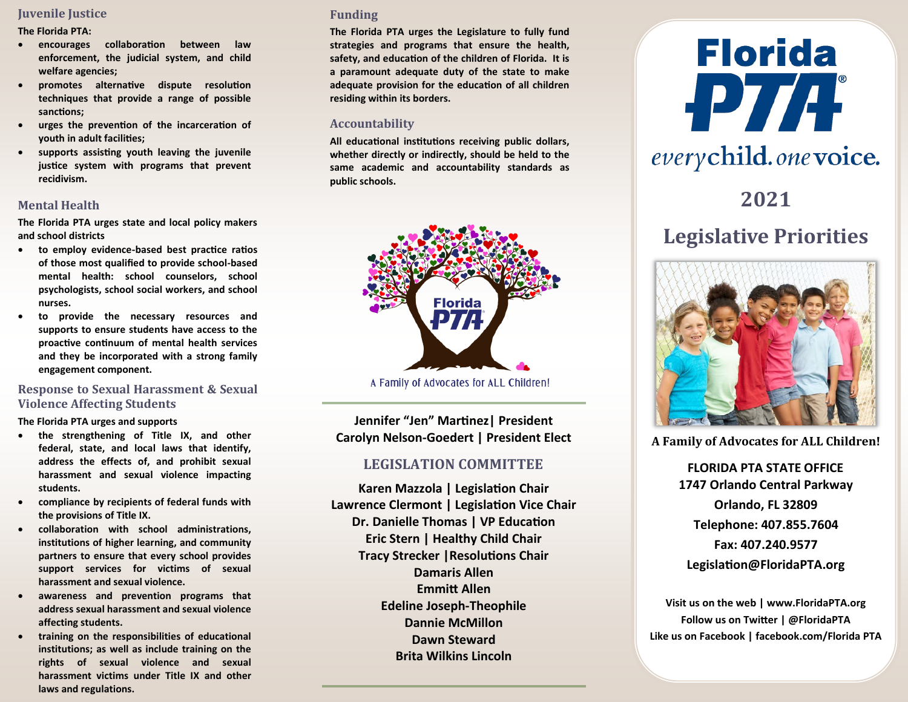## Juvenile Justice

**The Florida PTA:**

- **encourages collaboration between law enforcement, the judicial system, and child welfare agencies;**
- **promotes alternative dispute resolution techniques that provide a range of possible sanctions;**
- **urges the prevention of the incarceration of youth in adult facilities;**
- **supports assisting youth leaving the juvenile justice system with programs that prevent recidivism.**

## Mental Health

**The Florida PTA urges state and local policy makers and school districts**

- **to employ evidence-based best practice ratios of those most qualified to provide school-based mental health: school counselors, school psychologists, school social workers, and school nurses.**
- **to provide the necessary resources and supports to ensure students have access to the proactive continuum of mental health services and they be incorporated with a strong family engagement component.**

## Response to Sexual Harassment & Sexual Violence Affecting Students

**The Florida PTA urges and supports**

- **the strengthening of Title IX, and other federal, state, and local laws that identify, address the effects of, and prohibit sexual harassment and sexual violence impacting students.**
- **compliance by recipients of federal funds with the provisions of Title IX.**
- **collaboration with school administrations, institutions of higher learning, and community partners to ensure that every school provides support services for victims of sexual harassment and sexual violence.**
- **awareness and prevention programs that address sexual harassment and sexual violence affecting students.**
- **training on the responsibilities of educational institutions; as well as include training on the rights of sexual violence and sexual harassment victims under Title IX and other laws and regulations.**

## Funding

**The Florida PTA urges the Legislature to fully fund strategies and programs that ensure the health, safety, and education of the children of Florida. It is a paramount adequate duty of the state to make adequate provision for the education of all children residing within its borders.**

## Accountability

**All educational institutions receiving public dollars, whether directly or indirectly, should be held to the same academic and accountability standards as public schools.**

Florida PTA

A Family of Advocates for ALL Children!

**Jennifer "Jen" Martinez| President**
**Carolyn Nelson-Goedert | President Elect**

### LEGISLATION COMMITTEE

**Karen Mazzola | Legislation Chair**
**Lawrence Clermont | Legislation Vice Chair**
**Dr. Danielle Thomas | VP Education**
**Eric Stern | Healthy Child Chair**
**Tracy Strecker |Resolutions Chair**
**Damaris Allen**
**Emmitt Allen**
**Edeline Joseph-Theophile**
**Dannie McMillon**
**Dawn Steward**
**Brita Wilkins Lincoln**

# Florida PTA

*every* child. *one* voice.

# 2021

# Legislative Priorities

**A Family of Advocates for ALL Children!**

**FLORIDA PTA STATE OFFICE**
**1747 Orlando Central Parkway**
**Orlando, FL 32809**
**Telephone: 407.855.7604**
**Fax: 407.240.9577**
**Legislation@FloridaPTA.org**

**Visit us on the web | www.FloridaPTA.org**
**Follow us on Twitter | @FloridaPTA**
**Like us on Facebook | facebook.com/Florida PTA**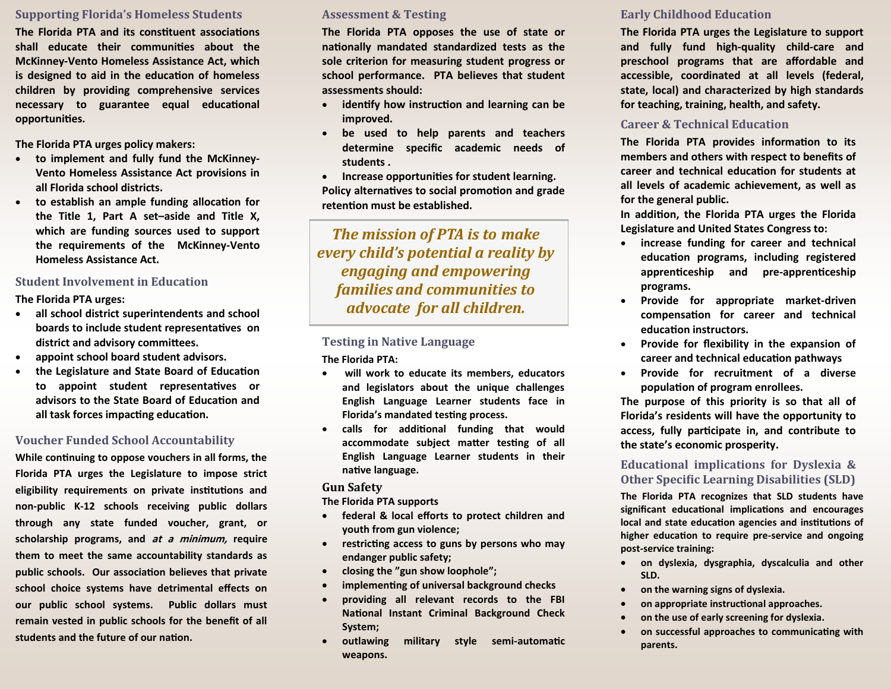## Supporting Florida's Homeless Students

**The Florida PTA and its constituent associations shall educate their communities about the McKinney-Vento Homeless Assistance Act, which is designed to aid in the education of homeless children by providing comprehensive services necessary to guarantee equal educational opportunities.**

**The Florida PTA urges policy makers:**

- **to implement and fully fund the McKinney-Vento Homeless Assistance Act provisions in all Florida school districts.**
- **to establish an ample funding allocation for the Title 1, Part A set–aside and Title X, which are funding sources used to support the requirements of the McKinney-Vento Homeless Assistance Act.**

## Student Involvement in Education

**The Florida PTA urges:**

- **all school district superintendents and school boards to include student representatives on district and advisory committees.**
- **appoint school board student advisors.**
- **the Legislature and State Board of Education to appoint student representatives or advisors to the State Board of Education and all task forces impacting education.**

## Voucher Funded School Accountability

**While continuing to oppose vouchers in all forms, the Florida PTA urges the Legislature to impose strict eligibility requirements on private institutions and non-public K-12 schools receiving public dollars through any state funded voucher, grant, or scholarship programs, and *at a minimum,* require them to meet the same accountability standards as public schools. Our association believes that private school choice systems have detrimental effects on our public school systems. Public dollars must remain vested in public schools for the benefit of all students and the future of our nation.**

## Assessment & Testing

**The Florida PTA opposes the use of state or nationally mandated standardized tests as the sole criterion for measuring student progress or school performance. PTA believes that student assessments should:**

- **identify how instruction and learning can be improved.**
- **be used to help parents and teachers determine specific academic needs of students .**
- **Increase opportunities for student learning.**

**Policy alternatives to social promotion and grade retention must be established.**

*The mission of PTA is to make every child's potential a reality by engaging and empowering families and communities to advocate for all children.*

## Testing in Native Language

**The Florida PTA:**

- **will work to educate its members, educators and legislators about the unique challenges English Language Learner students face in Florida's mandated testing process.**
- **calls for additional funding that would accommodate subject matter testing of all English Language Learner students in their native language.**

## Gun Safety

**The Florida PTA supports**

- **federal & local efforts to protect children and youth from gun violence;**
- **restricting access to guns by persons who may endanger public safety;**
- **closing the "gun show loophole";**
- **implementing of universal background checks**
- **providing all relevant records to the FBI National Instant Criminal Background Check System;**
- **outlawing military style semi-automatic weapons.**

## Early Childhood Education

**The Florida PTA urges the Legislature to support and fully fund high-quality child-care and preschool programs that are affordable and accessible, coordinated at all levels (federal, state, local) and characterized by high standards for teaching, training, health, and safety.**

## Career & Technical Education

**The Florida PTA provides information to its members and others with respect to benefits of career and technical education for students at all levels of academic achievement, as well as for the general public.**

**In addition, the Florida PTA urges the Florida Legislature and United States Congress to:**

- **increase funding for career and technical education programs, including registered apprenticeship and pre-apprenticeship programs.**
- **Provide for appropriate market-driven compensation for career and technical education instructors.**
- **Provide for flexibility in the expansion of career and technical education pathways**
- **Provide for recruitment of a diverse population of program enrollees.**

**The purpose of this priority is so that all of Florida's residents will have the opportunity to access, fully participate in, and contribute to the state's economic prosperity.**

## Educational implications for Dyslexia & Other Specific Learning Disabilities (SLD)

**The Florida PTA recognizes that SLD students have significant educational implications and encourages local and state education agencies and institutions of higher education to require pre-service and ongoing post-service training:**

- **on dyslexia, dysgraphia, dyscalculia and other SLD.**
- **on the warning signs of dyslexia.**
- **on appropriate instructional approaches.**
- **on the use of early screening for dyslexia.**
- **on successful approaches to communicating with parents.**